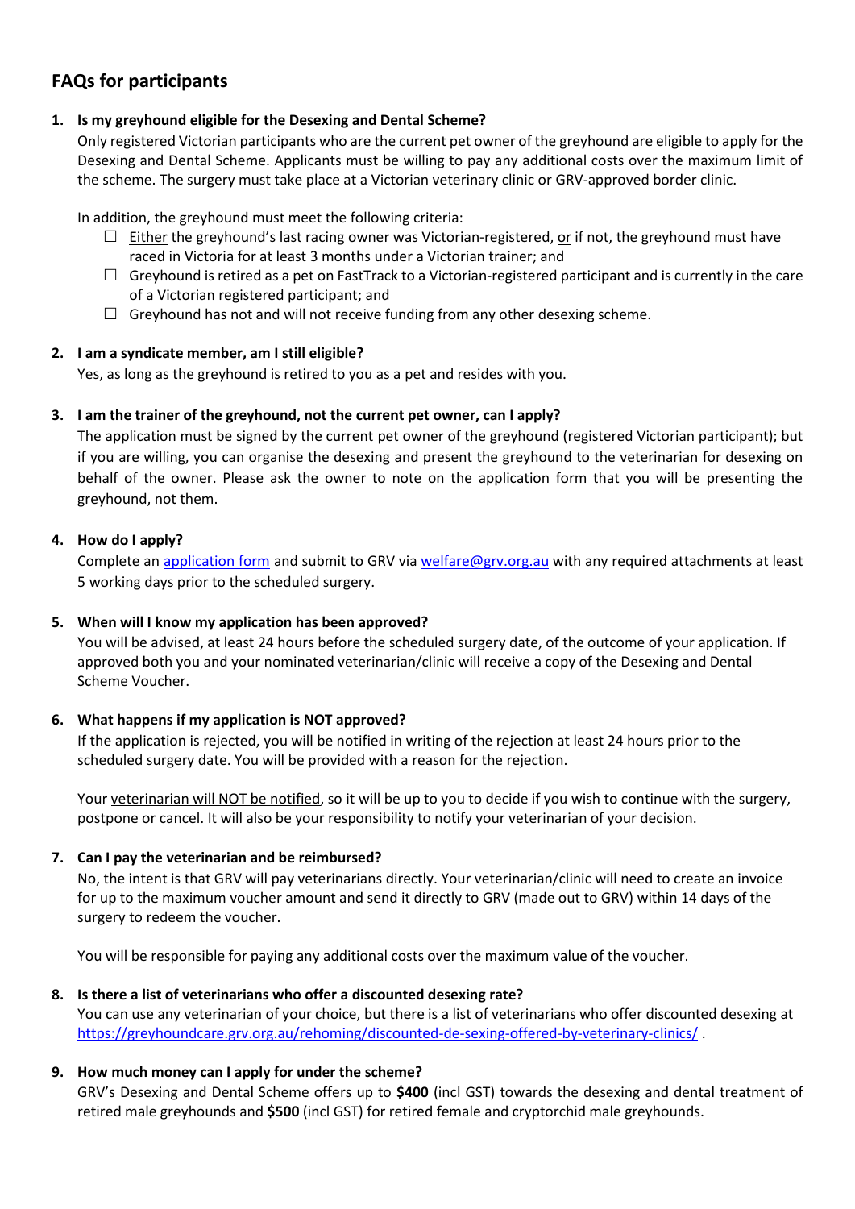## FAQs for participants

1. **Is my greyhound eligible for the Desexing and Dental Scheme?**

   Only registered Victorian participants who are the current pet owner of the greyhound are eligible to apply for the Desexing and Dental Scheme. Applicants must be willing to pay any additional costs over the maximum limit of the scheme. The surgery must take place at a Victorian veterinary clinic or GRV-approved border clinic.

   In addition, the greyhound must meet the following criteria:

   - ☐ Either the greyhound's last racing owner was Victorian-registered, or if not, the greyhound must have raced in Victoria for at least 3 months under a Victorian trainer; and
   - ☐ Greyhound is retired as a pet on FastTrack to a Victorian-registered participant and is currently in the care of a Victorian registered participant; and
   - ☐ Greyhound has not and will not receive funding from any other desexing scheme.

2. **I am a syndicate member, am I still eligible?**

   Yes, as long as the greyhound is retired to you as a pet and resides with you.

3. **I am the trainer of the greyhound, not the current pet owner, can I apply?**

   The application must be signed by the current pet owner of the greyhound (registered Victorian participant); but if you are willing, you can organise the desexing and present the greyhound to the veterinarian for desexing on behalf of the owner. Please ask the owner to note on the application form that you will be presenting the greyhound, not them.

4. **How do I apply?**

   Complete an application form and submit to GRV via welfare@grv.org.au with any required attachments at least 5 working days prior to the scheduled surgery.

5. **When will I know my application has been approved?**

   You will be advised, at least 24 hours before the scheduled surgery date, of the outcome of your application. If approved both you and your nominated veterinarian/clinic will receive a copy of the Desexing and Dental Scheme Voucher.

6. **What happens if my application is NOT approved?**

   If the application is rejected, you will be notified in writing of the rejection at least 24 hours prior to the scheduled surgery date. You will be provided with a reason for the rejection.

   Your veterinarian will NOT be notified, so it will be up to you to decide if you wish to continue with the surgery, postpone or cancel. It will also be your responsibility to notify your veterinarian of your decision.

7. **Can I pay the veterinarian and be reimbursed?**

   No, the intent is that GRV will pay veterinarians directly. Your veterinarian/clinic will need to create an invoice for up to the maximum voucher amount and send it directly to GRV (made out to GRV) within 14 days of the surgery to redeem the voucher.

   You will be responsible for paying any additional costs over the maximum value of the voucher.

8. **Is there a list of veterinarians who offer a discounted desexing rate?**

   You can use any veterinarian of your choice, but there is a list of veterinarians who offer discounted desexing at https://greyhoundcare.grv.org.au/rehoming/discounted-de-sexing-offered-by-veterinary-clinics/ .

9. **How much money can I apply for under the scheme?**

   GRV's Desexing and Dental Scheme offers up to **$400** (incl GST) towards the desexing and dental treatment of retired male greyhounds and **$500** (incl GST) for retired female and cryptorchid male greyhounds.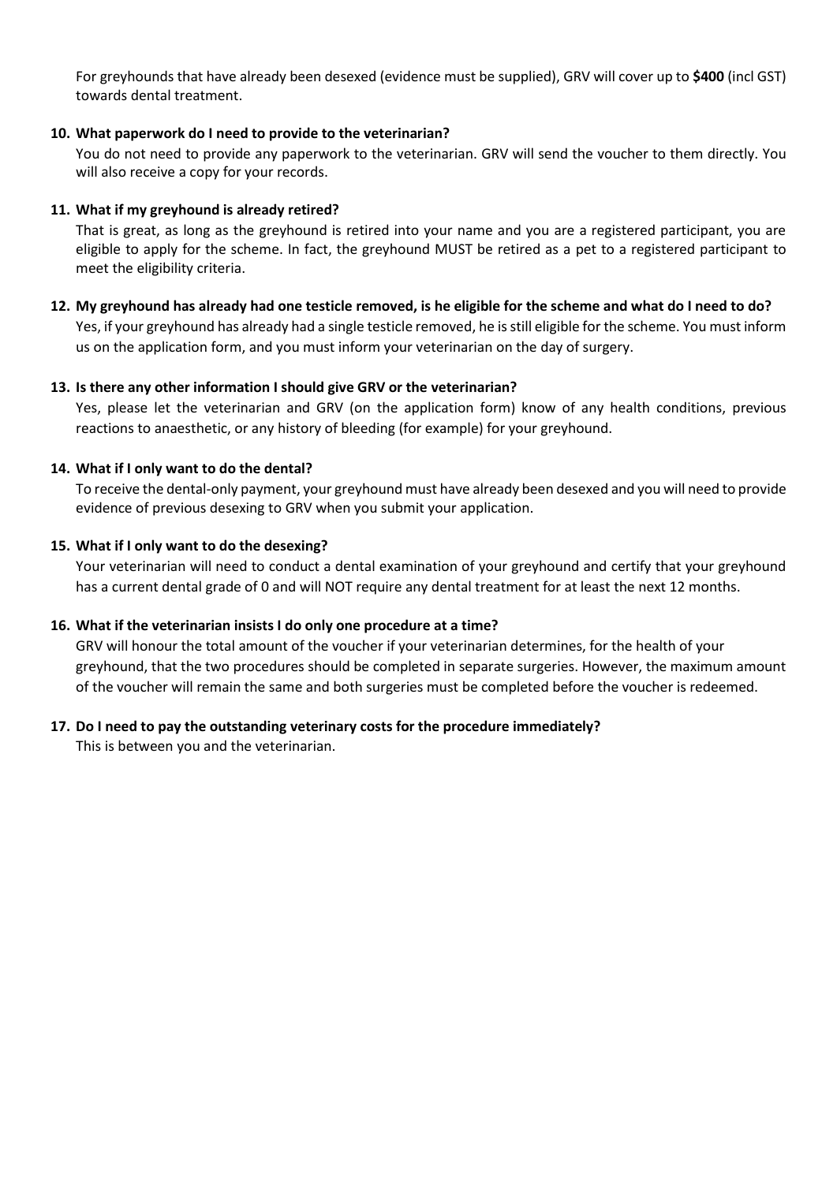For greyhounds that have already been desexed (evidence must be supplied), GRV will cover up to **$400** (incl GST) towards dental treatment.

**10. What paperwork do I need to provide to the veterinarian?**

You do not need to provide any paperwork to the veterinarian. GRV will send the voucher to them directly. You will also receive a copy for your records.

**11. What if my greyhound is already retired?**

That is great, as long as the greyhound is retired into your name and you are a registered participant, you are eligible to apply for the scheme. In fact, the greyhound MUST be retired as a pet to a registered participant to meet the eligibility criteria.

**12. My greyhound has already had one testicle removed, is he eligible for the scheme and what do I need to do?**

Yes, if your greyhound has already had a single testicle removed, he is still eligible for the scheme. You must inform us on the application form, and you must inform your veterinarian on the day of surgery.

**13. Is there any other information I should give GRV or the veterinarian?**

Yes, please let the veterinarian and GRV (on the application form) know of any health conditions, previous reactions to anaesthetic, or any history of bleeding (for example) for your greyhound.

**14. What if I only want to do the dental?**

To receive the dental-only payment, your greyhound must have already been desexed and you will need to provide evidence of previous desexing to GRV when you submit your application.

**15. What if I only want to do the desexing?**

Your veterinarian will need to conduct a dental examination of your greyhound and certify that your greyhound has a current dental grade of 0 and will NOT require any dental treatment for at least the next 12 months.

**16. What if the veterinarian insists I do only one procedure at a time?**

GRV will honour the total amount of the voucher if your veterinarian determines, for the health of your greyhound, that the two procedures should be completed in separate surgeries. However, the maximum amount of the voucher will remain the same and both surgeries must be completed before the voucher is redeemed.

**17. Do I need to pay the outstanding veterinary costs for the procedure immediately?**

This is between you and the veterinarian.